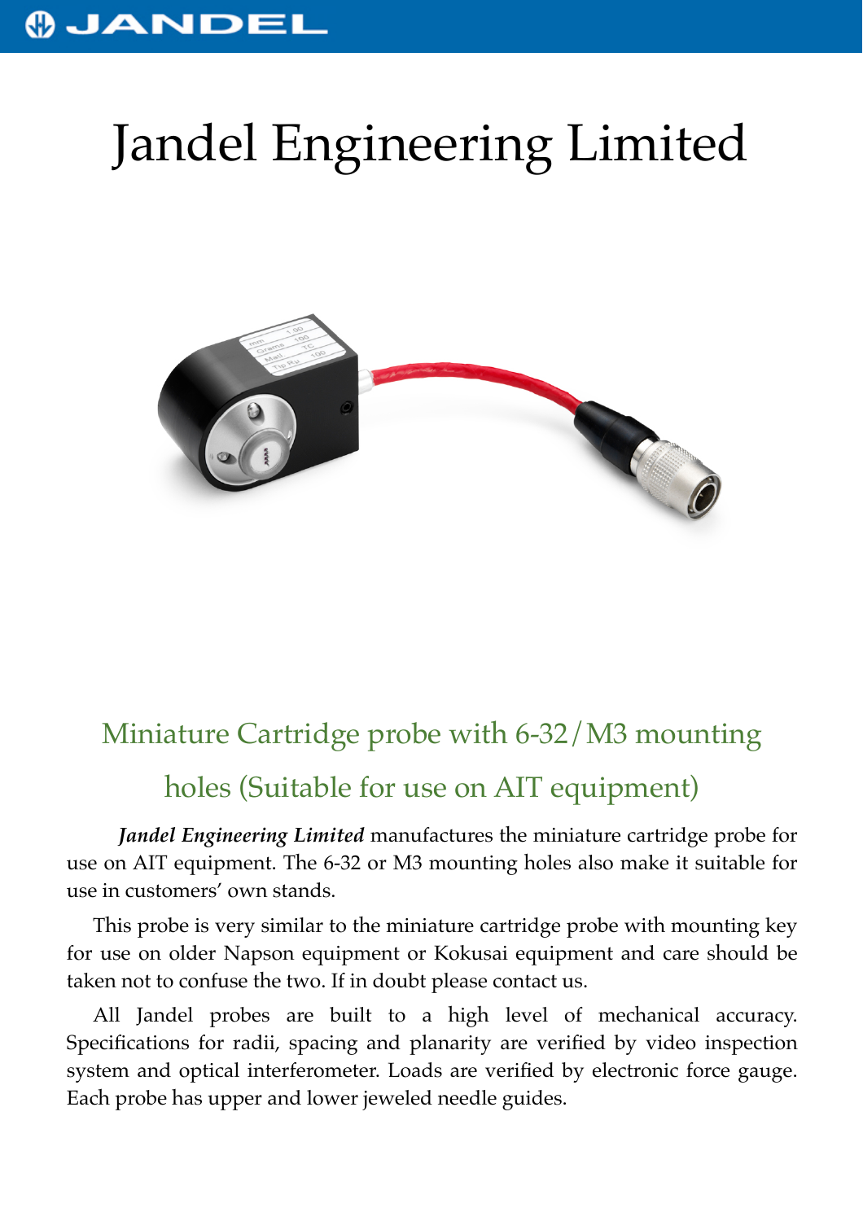# Jandel Engineering Limited

## Miniature Cartridge probe with 6-32/M3 mounting holes (Suitable for use on AIT equipment)

***Jandel Engineering Limited*** manufactures the miniature cartridge probe for use on AIT equipment. The 6-32 or M3 mounting holes also make it suitable for use in customers' own stands.

This probe is very similar to the miniature cartridge probe with mounting key for use on older Napson equipment or Kokusai equipment and care should be taken not to confuse the two. If in doubt please contact us.

All Jandel probes are built to a high level of mechanical accuracy. Specifications for radii, spacing and planarity are verified by video inspection system and optical interferometer. Loads are verified by electronic force gauge. Each probe has upper and lower jeweled needle guides.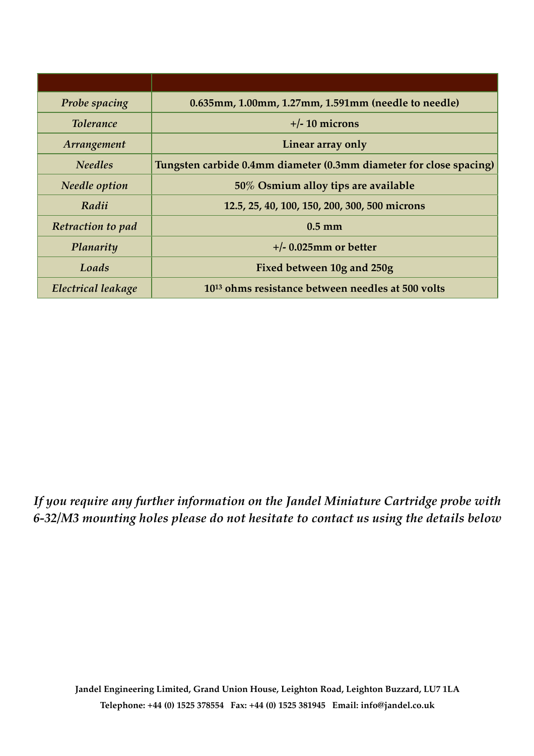| | |
|---|---|
| *Probe spacing* | **0.635mm, 1.00mm, 1.27mm, 1.591mm (needle to needle)** |
| *Tolerance* | **+/- 10 microns** |
| *Arrangement* | **Linear array only** |
| *Needles* | **Tungsten carbide 0.4mm diameter (0.3mm diameter for close spacing)** |
| *Needle option* | **50% Osmium alloy tips are available** |
| *Radii* | **12.5, 25, 40, 100, 150, 200, 300, 500 microns** |
| *Retraction to pad* | **0.5 mm** |
| *Planarity* | **+/- 0.025mm or better** |
| *Loads* | **Fixed between 10g and 250g** |
| *Electrical leakage* | **$10^{13}$ ohms resistance between needles at 500 volts** |

***If you require any further information on the Jandel Miniature Cartridge probe with 6-32/M3 mounting holes please do not hesitate to contact us using the details below***

**Jandel Engineering Limited, Grand Union House, Leighton Road, Leighton Buzzard, LU7 1LA**

**Telephone: +44 (0) 1525 378554 Fax: +44 (0) 1525 381945 Email: info@jandel.co.uk**